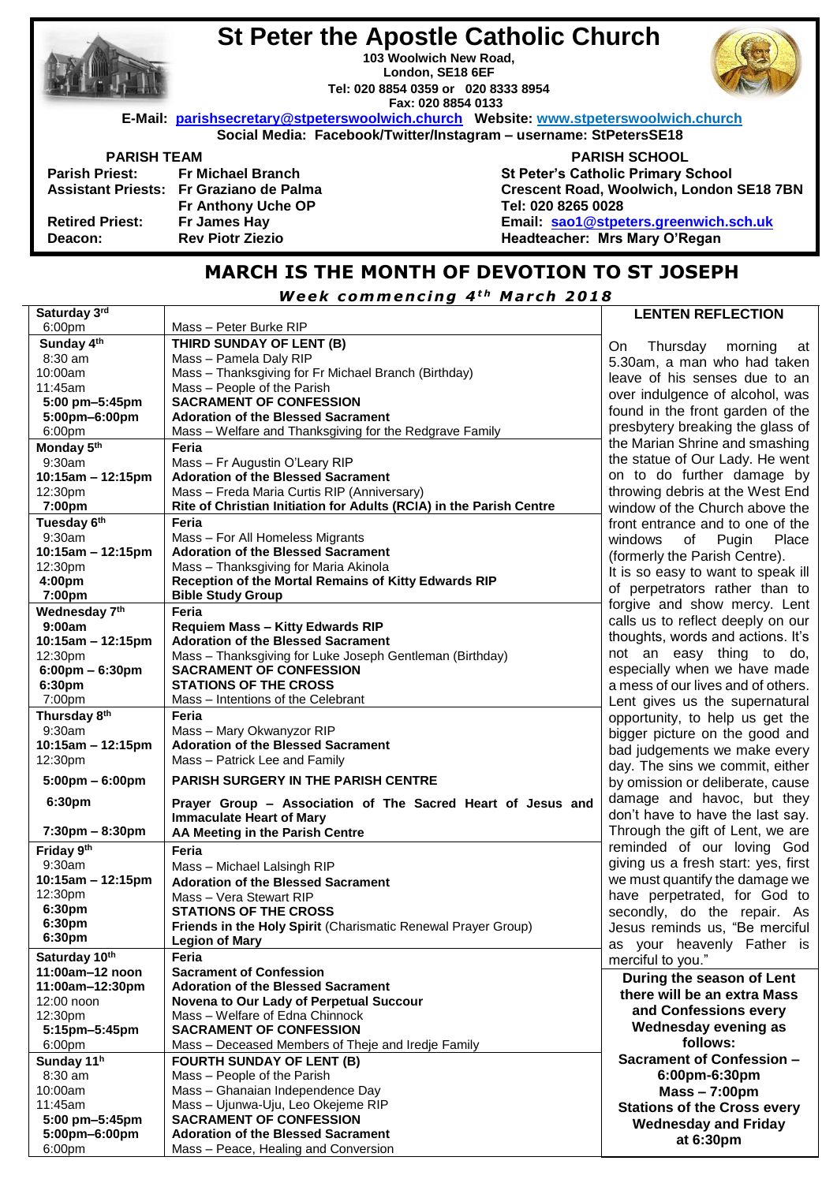# St Peter the Apostle Catholic Church

**103 Woolwich New Road,**
**London, SE18 6EF**
**Tel: 020 8854 0359 or 020 8333 8954**
**Fax: 020 8854 0133**

**E-Mail: parishsecretary@stpeterswoolwich.church Website: www.stpeterswoolwich.church**
**Social Media: Facebook/Twitter/Instagram – username: StPetersSE18**

| PARISH TEAM | |
|---|---|
| **Parish Priest:** | **Fr Michael Branch** |
| **Assistant Priests:** | **Fr Graziano de Palma** |
| | **Fr Anthony Uche OP** |
| **Retired Priest:** | **Fr James Hay** |
| **Deacon:** | **Rev Piotr Ziezio** |

**PARISH SCHOOL**
**St Peter's Catholic Primary School**
**Crescent Road, Woolwich, London SE18 7BN**
**Tel: 020 8265 0028**
**Email: sao1@stpeters.greenwich.sch.uk**
**Headteacher: Mrs Mary O'Regan**

## MARCH IS THE MONTH OF DEVOTION TO ST JOSEPH

***Week commencing 4th March 2018***

| | |
|---|---|
| **Saturday 3rd** | |
| 6:00pm | Mass – Peter Burke RIP |
| **Sunday 4th** | **THIRD SUNDAY OF LENT (B)** |
| 8:30 am | Mass – Pamela Daly RIP |
| 10:00am | Mass – Thanksgiving for Fr Michael Branch (Birthday) |
| 11:45am | Mass – People of the Parish |
| **5:00 pm–5:45pm** | **SACRAMENT OF CONFESSION** |
| **5:00pm–6:00pm** | **Adoration of the Blessed Sacrament** |
| 6:00pm | Mass – Welfare and Thanksgiving for the Redgrave Family |
| **Monday 5th** | **Feria** |
| 9:30am | Mass – Fr Augustin O'Leary RIP |
| **10:15am – 12:15pm** | **Adoration of the Blessed Sacrament** |
| 12:30pm | Mass – Freda Maria Curtis RIP (Anniversary) |
| **7:00pm** | **Rite of Christian Initiation for Adults (RCIA) in the Parish Centre** |
| **Tuesday 6th** | **Feria** |
| 9:30am | Mass – For All Homeless Migrants |
| **10:15am – 12:15pm** | **Adoration of the Blessed Sacrament** |
| 12:30pm | Mass – Thanksgiving for Maria Akinola |
| **4:00pm** | **Reception of the Mortal Remains of Kitty Edwards RIP** |
| **7:00pm** | **Bible Study Group** |
| **Wednesday 7th** | **Feria** |
| **9:00am** | **Requiem Mass – Kitty Edwards RIP** |
| **10:15am – 12:15pm** | **Adoration of the Blessed Sacrament** |
| 12:30pm | Mass – Thanksgiving for Luke Joseph Gentleman (Birthday) |
| **6:00pm – 6:30pm** | **SACRAMENT OF CONFESSION** |
| **6:30pm** | **STATIONS OF THE CROSS** |
| 7:00pm | Mass – Intentions of the Celebrant |
| **Thursday 8th** | **Feria** |
| 9:30am | Mass – Mary Okwanyzor RIP |
| **10:15am – 12:15pm** | **Adoration of the Blessed Sacrament** |
| 12:30pm | Mass – Patrick Lee and Family |
| **5:00pm – 6:00pm** | **PARISH SURGERY IN THE PARISH CENTRE** |
| **6:30pm** | **Prayer Group – Association of The Sacred Heart of Jesus and Immaculate Heart of Mary** |
| **7:30pm – 8:30pm** | **AA Meeting in the Parish Centre** |
| **Friday 9th** | **Feria** |
| 9:30am | Mass – Michael Lalsingh RIP |
| **10:15am – 12:15pm** | **Adoration of the Blessed Sacrament** |
| 12:30pm | Mass – Vera Stewart RIP |
| **6:30pm** | **STATIONS OF THE CROSS** |
| **6:30pm** | **Friends in the Holy Spirit** (Charismatic Renewal Prayer Group) |
| **6:30pm** | **Legion of Mary** |
| **Saturday 10th** | **Feria** |
| **11:00am–12 noon** | **Sacrament of Confession** |
| **11:00am–12:30pm** | **Adoration of the Blessed Sacrament** |
| 12:00 noon | **Novena to Our Lady of Perpetual Succour** |
| 12:30pm | Mass – Welfare of Edna Chinnock |
| **5:15pm–5:45pm** | **SACRAMENT OF CONFESSION** |
| 6:00pm | Mass – Deceased Members of Theje and Iredje Family |
| **Sunday 11h** | **FOURTH SUNDAY OF LENT (B)** |
| 8:30 am | Mass – People of the Parish |
| 10:00am | Mass – Ghanaian Independence Day |
| 11:45am | Mass – Ujunwa-Uju, Leo Okejeme RIP |
| **5:00 pm–5:45pm** | **SACRAMENT OF CONFESSION** |
| **5:00pm–6:00pm** | **Adoration of the Blessed Sacrament** |
| 6:00pm | Mass – Peace, Healing and Conversion |

### LENTEN REFLECTION

On Thursday morning at 5.30am, a man who had taken leave of his senses due to an over indulgence of alcohol, was found in the front garden of the presbytery breaking the glass of the Marian Shrine and smashing the statue of Our Lady. He went on to do further damage by throwing debris at the West End window of the Church above the front entrance and to one of the windows of Pugin Place (formerly the Parish Centre).
It is so easy to want to speak ill of perpetrators rather than to forgive and show mercy. Lent calls us to reflect deeply on our thoughts, words and actions. It's not an easy thing to do, especially when we have made a mess of our lives and of others. Lent gives us the supernatural opportunity, to help us get the bigger picture on the good and bad judgements we make every day. The sins we commit, either by omission or deliberate, cause damage and havoc, but they don't have to have the last say. Through the gift of Lent, we are reminded of our loving God giving us a fresh start: yes, first we must quantify the damage we have perpetrated, for God to secondly, do the repair. As Jesus reminds us, "Be merciful as your heavenly Father is merciful to you."

**During the season of Lent there will be an extra Mass and Confessions every Wednesday evening as follows:**
**Sacrament of Confession – 6:00pm-6:30pm**
**Mass – 7:00pm**
**Stations of the Cross every Wednesday and Friday at 6:30pm**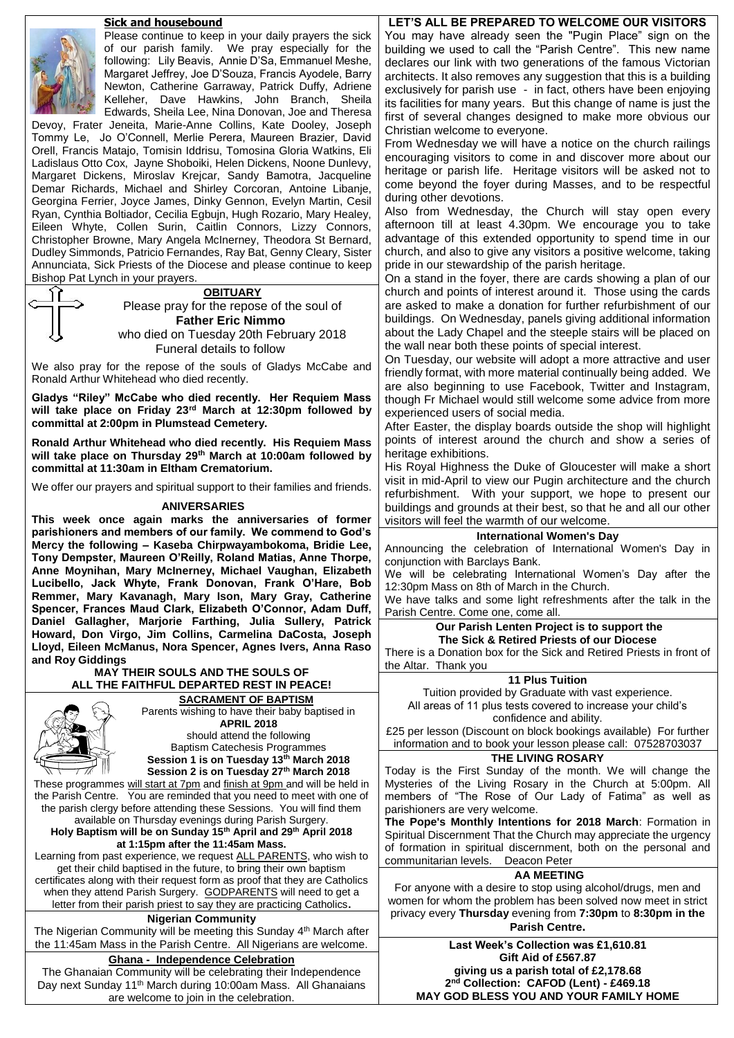## Sick and housebound

Please continue to keep in your daily prayers the sick of our parish family. We pray especially for the following: Lily Beavis, Annie D'Sa, Emmanuel Meshe, Margaret Jeffrey, Joe D'Souza, Francis Ayodele, Barry Newton, Catherine Garraway, Patrick Duffy, Adriene Kelleher, Dave Hawkins, John Branch, Sheila Edwards, Sheila Lee, Nina Donovan, Joe and Theresa Devoy, Frater Jeneita, Marie-Anne Collins, Kate Dooley, Joseph Tommy Le, Jo O'Connell, Merlie Perera, Maureen Brazier, David Orell, Francis Matajo, Tomisin Iddrisu, Tomosina Gloria Watkins, Eli Ladislaus Otto Cox, Jayne Shoboiki, Helen Dickens, Noone Dunlevy, Margaret Dickens, Miroslav Krejcar, Sandy Bamotra, Jacqueline Demar Richards, Michael and Shirley Corcoran, Antoine Libanje, Georgina Ferrier, Joyce James, Dinky Gennon, Evelyn Martin, Cesil Ryan, Cynthia Boltiador, Cecilia Egbujn, Hugh Rozario, Mary Healey, Eileen Whyte, Collen Surin, Caitlin Connors, Lizzy Connors, Christopher Browne, Mary Angela McInerney, Theodora St Bernard, Dudley Simmonds, Patricio Fernandes, Ray Bat, Genny Cleary, Sister Annunciata, Sick Priests of the Diocese and please continue to keep Bishop Pat Lynch in your prayers.

## OBITUARY

Please pray for the repose of the soul of
**Father Eric Nimmo**
who died on Tuesday 20th February 2018
Funeral details to follow

We also pray for the repose of the souls of Gladys McCabe and Ronald Arthur Whitehead who died recently.

**Gladys "Riley" McCabe who died recently. Her Requiem Mass will take place on Friday 23rd March at 12:30pm followed by committal at 2:00pm in Plumstead Cemetery.**

**Ronald Arthur Whitehead who died recently. His Requiem Mass will take place on Thursday 29th March at 10:00am followed by committal at 11:30am in Eltham Crematorium.**

We offer our prayers and spiritual support to their families and friends.

## ANIVERSARIES

**This week once again marks the anniversaries of former parishioners and members of our family. We commend to God's Mercy the following – Kaseba Chirpwayambokoma, Bridie Lee, Tony Dempster, Maureen O'Reilly, Roland Matias, Anne Thorpe, Anne Moynihan, Mary McInerney, Michael Vaughan, Elizabeth Lucibello, Jack Whyte, Frank Donovan, Frank O'Hare, Bob Remmer, Mary Kavanagh, Mary Ison, Mary Gray, Catherine Spencer, Frances Maud Clark, Elizabeth O'Connor, Adam Duff, Daniel Gallagher, Marjorie Farthing, Julia Sullery, Patrick Howard, Don Virgo, Jim Collins, Carmelina DaCosta, Joseph Lloyd, Eileen McManus, Nora Spencer, Agnes Ivers, Anna Raso and Roy Giddings**

**MAY THEIR SOULS AND THE SOULS OF ALL THE FAITHFUL DEPARTED REST IN PEACE!**

## SACRAMENT OF BAPTISM

Parents wishing to have their baby baptised in
**APRIL 2018**
should attend the following
Baptism Catechesis Programmes
**Session 1 is on Tuesday 13th March 2018**
**Session 2 is on Tuesday 27th March 2018**

These programmes will start at 7pm and finish at 9pm and will be held in the Parish Centre. You are reminded that you need to meet with one of the parish clergy before attending these Sessions. You will find them available on Thursday evenings during Parish Surgery.

**Holy Baptism will be on Sunday 15th April and 29th April 2018 at 1:15pm after the 11:45am Mass.**

Learning from past experience, we request ALL PARENTS, who wish to get their child baptised in the future, to bring their own baptism certificates along with their request form as proof that they are Catholics when they attend Parish Surgery. GODPARENTS will need to get a letter from their parish priest to say they are practicing Catholics.

## Nigerian Community

The Nigerian Community will be meeting this Sunday 4th March after the 11:45am Mass in the Parish Centre. All Nigerians are welcome.

## Ghana - Independence Celebration

The Ghanaian Community will be celebrating their Independence Day next Sunday 11th March during 10:00am Mass. All Ghanaians are welcome to join in the celebration.

## LET'S ALL BE PREPARED TO WELCOME OUR VISITORS

You may have already seen the "Pugin Place" sign on the building we used to call the "Parish Centre". This new name declares our link with two generations of the famous Victorian architects. It also removes any suggestion that this is a building exclusively for parish use - in fact, others have been enjoying its facilities for many years. But this change of name is just the first of several changes designed to make more obvious our Christian welcome to everyone.

From Wednesday we will have a notice on the church railings encouraging visitors to come in and discover more about our heritage or parish life. Heritage visitors will be asked not to come beyond the foyer during Masses, and to be respectful during other devotions.

Also from Wednesday, the Church will stay open every afternoon till at least 4.30pm. We encourage you to take advantage of this extended opportunity to spend time in our church, and also to give any visitors a positive welcome, taking pride in our stewardship of the parish heritage.

On a stand in the foyer, there are cards showing a plan of our church and points of interest around it. Those using the cards are asked to make a donation for further refurbishment of our buildings. On Wednesday, panels giving additional information about the Lady Chapel and the steeple stairs will be placed on the wall near both these points of special interest.

On Tuesday, our website will adopt a more attractive and user friendly format, with more material continually being added. We are also beginning to use Facebook, Twitter and Instagram, though Fr Michael would still welcome some advice from more experienced users of social media.

After Easter, the display boards outside the shop will highlight points of interest around the church and show a series of heritage exhibitions.

His Royal Highness the Duke of Gloucester will make a short visit in mid-April to view our Pugin architecture and the church refurbishment. With your support, we hope to present our buildings and grounds at their best, so that he and all our other visitors will feel the warmth of our welcome.

## International Women's Day

Announcing the celebration of International Women's Day in conjunction with Barclays Bank.

We will be celebrating International Women's Day after the 12:30pm Mass on 8th of March in the Church.

We have talks and some light refreshments after the talk in the Parish Centre. Come one, come all.

**Our Parish Lenten Project is to support the**
**The Sick & Retired Priests of our Diocese**

There is a Donation box for the Sick and Retired Priests in front of the Altar. Thank you

## 11 Plus Tuition

Tuition provided by Graduate with vast experience.
All areas of 11 plus tests covered to increase your child's confidence and ability.
£25 per lesson (Discount on block bookings available) For further information and to book your lesson please call: 07528703037

## THE LIVING ROSARY

Today is the First Sunday of the month. We will change the Mysteries of the Living Rosary in the Church at 5:00pm. All members of "The Rose of Our Lady of Fatima" as well as parishioners are very welcome.

**The Pope's Monthly Intentions for 2018 March**: Formation in Spiritual Discernment That the Church may appreciate the urgency of formation in spiritual discernment, both on the personal and communitarian levels. Deacon Peter

## AA MEETING

For anyone with a desire to stop using alcohol/drugs, men and women for whom the problem has been solved now meet in strict privacy every **Thursday** evening from **7:30pm** to **8:30pm in the Parish Centre.**

**Last Week's Collection was £1,610.81**
**Gift Aid of £567.87**
**giving us a parish total of £2,178.68**
**2nd Collection: CAFOD (Lent) - £469.18**
**MAY GOD BLESS YOU AND YOUR FAMILY HOME**